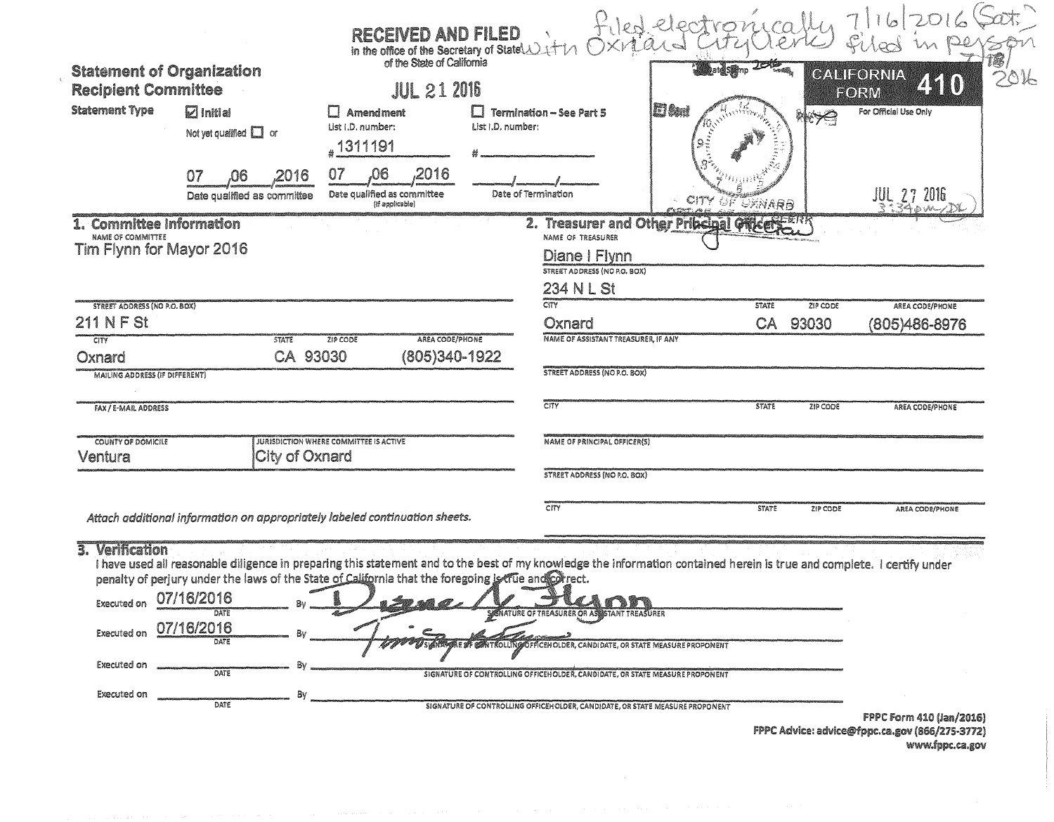**RECEIVED AND FILED**
in the office of the Secretary of State of the State of California

JUL 21 2016

filed electronically 7/16/2016 (Sat.) with Oxnard City Clerk) filed in person 7/18/2016

# Statement of Organization Recipient Committee

**CALIFORNIA FORM 410**

For Official Use Only

CITY OF OXNARD OFFICE OF THE CITY CLERK

JUL 27 2016 3:34pm (DL)

**Statement Type**

- ☑ **Initial** — Not yet qualified ☐ or — 07/06/2016 Date qualified as committee
- ☐ **Amendment** — List I.D. number: # 1311191 — 07/06/2016 Date qualified as committee (If applicable)
- ☐ **Termination – See Part 5** — List I.D. number: # ______ — ___/___/___ Date of Termination

## 1. Committee Information

NAME OF COMMITTEE
Tim Flynn for Mayor 2016

| STREET ADDRESS (NO P.O. BOX) | | | |
|---|---|---|---|
| 211 N F St | | | |
| **CITY** | **STATE** | **ZIP CODE** | **AREA CODE/PHONE** |
| Oxnard | CA | 93030 | (805)340-1922 |

MAILING ADDRESS (IF DIFFERENT)

FAX / E-MAIL ADDRESS

| COUNTY OF DOMICILE | JURISDICTION WHERE COMMITTEE IS ACTIVE |
|---|---|
| Ventura | City of Oxnard |

*Attach additional information on appropriately labeled continuation sheets.*

## 2. Treasurer and Other Principal Officers

NAME OF TREASURER
Diane I Flynn

| STREET ADDRESS (NO P.O. BOX) | | | |
|---|---|---|---|
| 234 N L St | | | |
| **CITY** | **STATE** | **ZIP CODE** | **AREA CODE/PHONE** |
| Oxnard | CA | 93030 | (805)486-8976 |

NAME OF ASSISTANT TREASURER, IF ANY

STREET ADDRESS (NO P.O. BOX)

| CITY | STATE | ZIP CODE | AREA CODE/PHONE |
|---|---|---|---|
| | | | |

NAME OF PRINCIPAL OFFICER(S)

STREET ADDRESS (NO P.O. BOX)

| CITY | STATE | ZIP CODE | AREA CODE/PHONE |
|---|---|---|---|
| | | | |

## 3. Verification

I have used all reasonable diligence in preparing this statement and to the best of my knowledge the information contained herein is true and complete. I certify under penalty of perjury under the laws of the State of California that the foregoing is true and correct.

Executed on 07/16/2016 By Diane I. Flynn — SIGNATURE OF TREASURER OR ASSISTANT TREASURER

Executed on 07/16/2016 By Timothy B. Flynn — SIGNATURE OF CONTROLLING OFFICEHOLDER, CANDIDATE, OR STATE MEASURE PROPONENT

Executed on ______ By ______ — SIGNATURE OF CONTROLLING OFFICEHOLDER, CANDIDATE, OR STATE MEASURE PROPONENT

Executed on ______ By ______ — SIGNATURE OF CONTROLLING OFFICEHOLDER, CANDIDATE, OR STATE MEASURE PROPONENT

FPPC Form 410 (Jan/2016)
FPPC Advice: advice@fppc.ca.gov (866/275-3772)
www.fppc.ca.gov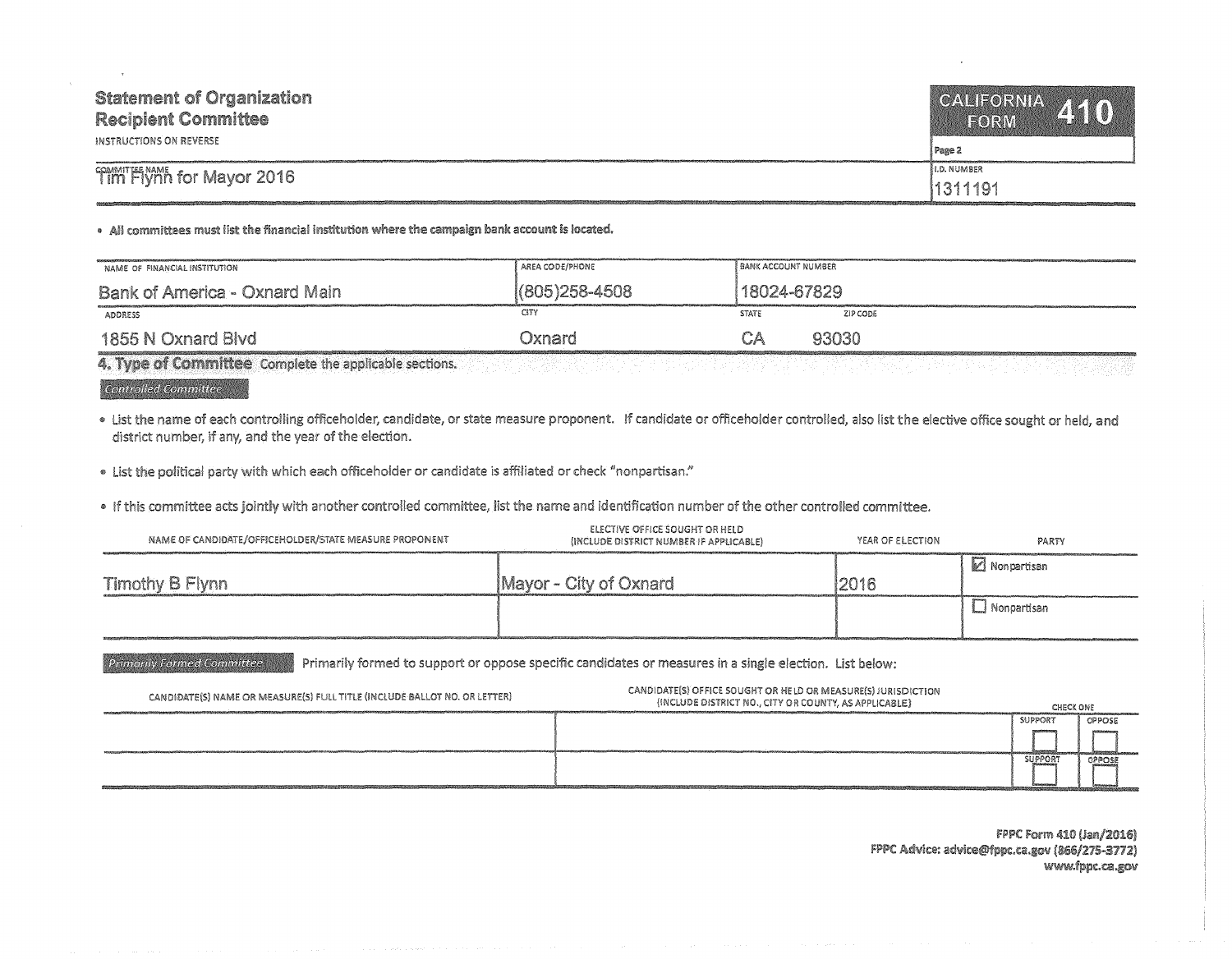# Statement of Organization Recipient Committee

INSTRUCTIONS ON REVERSE

**CALIFORNIA FORM 410**

Page 2

| COMMITTEE NAME | I.D. NUMBER |
|---|---|
| Tim Flynn for Mayor 2016 | 1311191 |

- **All committees must list the financial institution where the campaign bank account is located.**

| NAME OF FINANCIAL INSTITUTION | AREA CODE/PHONE | BANK ACCOUNT NUMBER | |
|---|---|---|---|
| Bank of America - Oxnard Main | (805)258-4508 | 18024-67829 | |
| **ADDRESS** | **CITY** | **STATE** | **ZIP CODE** |
| 1855 N Oxnard Blvd | Oxnard | CA | 93030 |

## 4. Type of Committee

Complete the applicable sections.

### Controlled Committee

- List the name of each controlling officeholder, candidate, or state measure proponent. If candidate or officeholder controlled, also list the elective office sought or held, and district number, if any, and the year of the election.
- List the political party with which each officeholder or candidate is affiliated or check "nonpartisan."
- If this committee acts jointly with another controlled committee, list the name and identification number of the other controlled committee.

| NAME OF CANDIDATE/OFFICEHOLDER/STATE MEASURE PROPONENT | ELECTIVE OFFICE SOUGHT OR HELD (INCLUDE DISTRICT NUMBER IF APPLICABLE) | YEAR OF ELECTION | PARTY |
|---|---|---|---|
| Timothy B Flynn | Mayor - City of Oxnard | 2016 | ☑ Nonpartisan |
| | | | ☐ Nonpartisan |

### Primarily Formed Committee

Primarily formed to support or oppose specific candidates or measures in a single election. List below:

| CANDIDATE(S) NAME OR MEASURE(S) FULL TITLE (INCLUDE BALLOT NO. OR LETTER) | CANDIDATE(S) OFFICE SOUGHT OR HELD OR MEASURE(S) JURISDICTION (INCLUDE DISTRICT NO., CITY OR COUNTY, AS APPLICABLE) | CHECK ONE | |
|---|---|---|---|
| | | SUPPORT | OPPOSE |
| | | ☐ SUPPORT | ☐ OPPOSE |
| | | ☐ SUPPORT | ☐ OPPOSE |

FPPC Form 410 (Jan/2016)
FPPC Advice: advice@fppc.ca.gov (866/275-3772)
www.fppc.ca.gov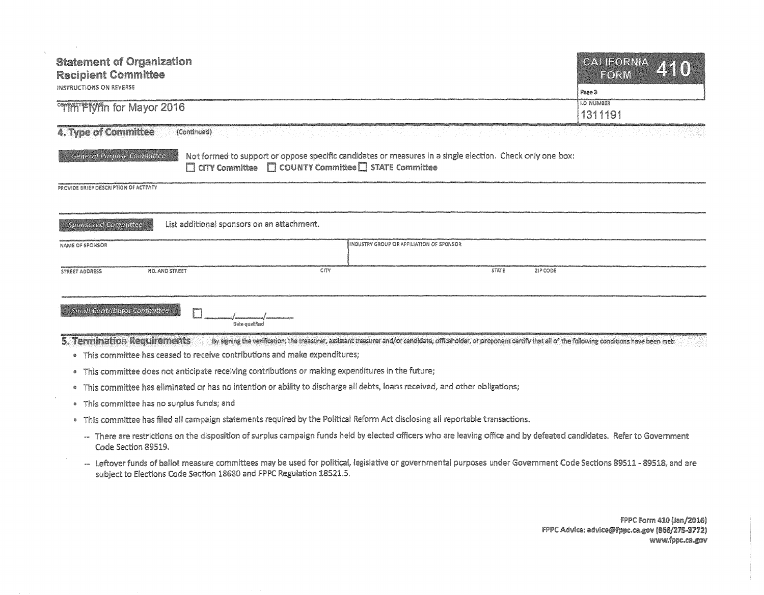**Statement of Organization**
**Recipient Committee**
INSTRUCTIONS ON REVERSE

**CALIFORNIA FORM 410**
Page 3

COMMITTEE NAME
Tim Flynn for Mayor 2016

I.D. NUMBER
1311191

## 4. Type of Committee (Continued)

**General Purpose Committee** Not formed to support or oppose specific candidates or measures in a single election. Check only one box:

☐ CITY Committee ☐ COUNTY Committee ☐ STATE Committee

PROVIDE BRIEF DESCRIPTION OF ACTIVITY

**Sponsored Committee** List additional sponsors on an attachment.

| NAME OF SPONSOR | INDUSTRY GROUP OR AFFILIATION OF SPONSOR |
| --- | --- |
| | |

STREET ADDRESS NO. AND STREET CITY STATE ZIP CODE

**Small Contributor Committee** ☐ ____/____/____
Date qualified

## 5. Termination Requirements

By signing the verification, the treasurer, assistant treasurer and/or candidate, officeholder, or proponent certify that all of the following conditions have been met:

- This committee has ceased to receive contributions and make expenditures;
- This committee does not anticipate receiving contributions or making expenditures in the future;
- This committee has eliminated or has no intention or ability to discharge all debts, loans received, and other obligations;
- This committee has no surplus funds; and
- This committee has filed all campaign statements required by the Political Reform Act disclosing all reportable transactions.
  - -- There are restrictions on the disposition of surplus campaign funds held by elected officers who are leaving office and by defeated candidates. Refer to Government Code Section 89519.
  - -- Leftover funds of ballot measure committees may be used for political, legislative or governmental purposes under Government Code Sections 89511 - 89518, and are subject to Elections Code Section 18680 and FPPC Regulation 18521.5.

FPPC Form 410 (Jan/2016)
FPPC Advice: advice@fppc.ca.gov (866/275-3772)
www.fppc.ca.gov